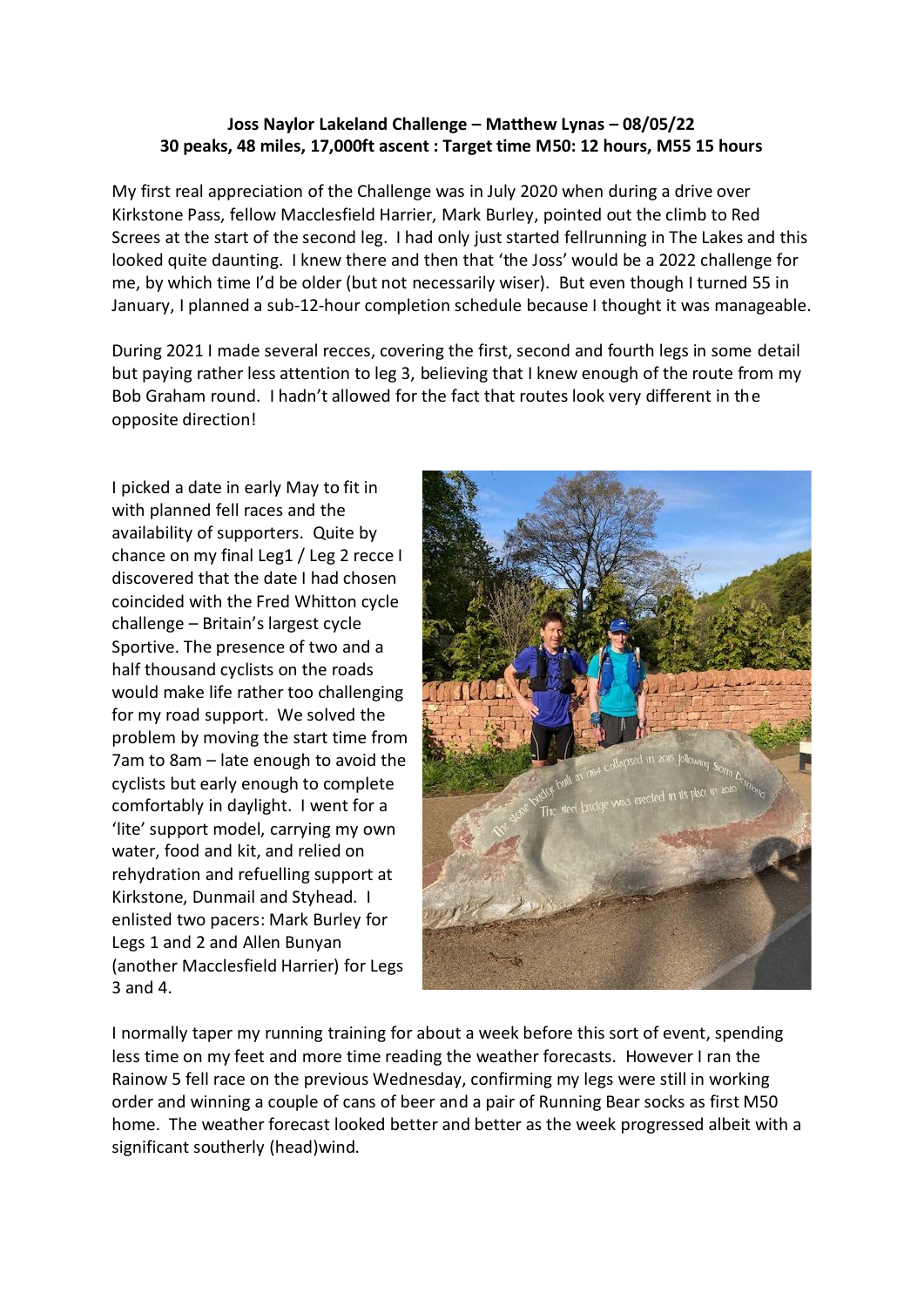**Joss Naylor Lakeland Challenge – Matthew Lynas – 08/05/22**
**30 peaks, 48 miles, 17,000ft ascent : Target time M50: 12 hours, M55 15 hours**

My first real appreciation of the Challenge was in July 2020 when during a drive over Kirkstone Pass, fellow Macclesfield Harrier, Mark Burley, pointed out the climb to Red Screes at the start of the second leg. I had only just started fellrunning in The Lakes and this looked quite daunting. I knew there and then that 'the Joss' would be a 2022 challenge for me, by which time I'd be older (but not necessarily wiser). But even though I turned 55 in January, I planned a sub-12-hour completion schedule because I thought it was manageable.

During 2021 I made several recces, covering the first, second and fourth legs in some detail but paying rather less attention to leg 3, believing that I knew enough of the route from my Bob Graham round. I hadn't allowed for the fact that routes look very different in the opposite direction!

I picked a date in early May to fit in with planned fell races and the availability of supporters. Quite by chance on my final Leg1 / Leg 2 recce I discovered that the date I had chosen coincided with the Fred Whitton cycle challenge – Britain's largest cycle Sportive. The presence of two and a half thousand cyclists on the roads would make life rather too challenging for my road support. We solved the problem by moving the start time from 7am to 8am – late enough to avoid the cyclists but early enough to complete comfortably in daylight. I went for a 'lite' support model, carrying my own water, food and kit, and relied on rehydration and refuelling support at Kirkstone, Dunmail and Styhead. I enlisted two pacers: Mark Burley for Legs 1 and 2 and Allen Bunyan (another Macclesfield Harrier) for Legs 3 and 4.

I normally taper my running training for about a week before this sort of event, spending less time on my feet and more time reading the weather forecasts. However I ran the Rainow 5 fell race on the previous Wednesday, confirming my legs were still in working order and winning a couple of cans of beer and a pair of Running Bear socks as first M50 home. The weather forecast looked better and better as the week progressed albeit with a significant southerly (head)wind.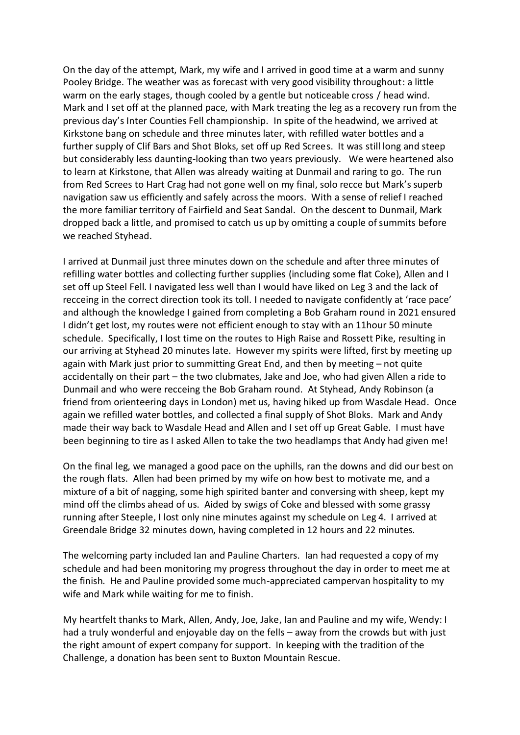On the day of the attempt, Mark, my wife and I arrived in good time at a warm and sunny Pooley Bridge. The weather was as forecast with very good visibility throughout: a little warm on the early stages, though cooled by a gentle but noticeable cross / head wind. Mark and I set off at the planned pace, with Mark treating the leg as a recovery run from the previous day's Inter Counties Fell championship. In spite of the headwind, we arrived at Kirkstone bang on schedule and three minutes later, with refilled water bottles and a further supply of Clif Bars and Shot Bloks, set off up Red Screes. It was still long and steep but considerably less daunting-looking than two years previously. We were heartened also to learn at Kirkstone, that Allen was already waiting at Dunmail and raring to go. The run from Red Screes to Hart Crag had not gone well on my final, solo recce but Mark's superb navigation saw us efficiently and safely across the moors. With a sense of relief I reached the more familiar territory of Fairfield and Seat Sandal. On the descent to Dunmail, Mark dropped back a little, and promised to catch us up by omitting a couple of summits before we reached Styhead.

I arrived at Dunmail just three minutes down on the schedule and after three minutes of refilling water bottles and collecting further supplies (including some flat Coke), Allen and I set off up Steel Fell. I navigated less well than I would have liked on Leg 3 and the lack of recceing in the correct direction took its toll. I needed to navigate confidently at 'race pace' and although the knowledge I gained from completing a Bob Graham round in 2021 ensured I didn't get lost, my routes were not efficient enough to stay with an 11hour 50 minute schedule. Specifically, I lost time on the routes to High Raise and Rossett Pike, resulting in our arriving at Styhead 20 minutes late. However my spirits were lifted, first by meeting up again with Mark just prior to summitting Great End, and then by meeting – not quite accidentally on their part – the two clubmates, Jake and Joe, who had given Allen a ride to Dunmail and who were recceing the Bob Graham round. At Styhead, Andy Robinson (a friend from orienteering days in London) met us, having hiked up from Wasdale Head. Once again we refilled water bottles, and collected a final supply of Shot Bloks. Mark and Andy made their way back to Wasdale Head and Allen and I set off up Great Gable. I must have been beginning to tire as I asked Allen to take the two headlamps that Andy had given me!

On the final leg, we managed a good pace on the uphills, ran the downs and did our best on the rough flats. Allen had been primed by my wife on how best to motivate me, and a mixture of a bit of nagging, some high spirited banter and conversing with sheep, kept my mind off the climbs ahead of us. Aided by swigs of Coke and blessed with some grassy running after Steeple, I lost only nine minutes against my schedule on Leg 4. I arrived at Greendale Bridge 32 minutes down, having completed in 12 hours and 22 minutes.

The welcoming party included Ian and Pauline Charters. Ian had requested a copy of my schedule and had been monitoring my progress throughout the day in order to meet me at the finish. He and Pauline provided some much-appreciated campervan hospitality to my wife and Mark while waiting for me to finish.

My heartfelt thanks to Mark, Allen, Andy, Joe, Jake, Ian and Pauline and my wife, Wendy: I had a truly wonderful and enjoyable day on the fells – away from the crowds but with just the right amount of expert company for support. In keeping with the tradition of the Challenge, a donation has been sent to Buxton Mountain Rescue.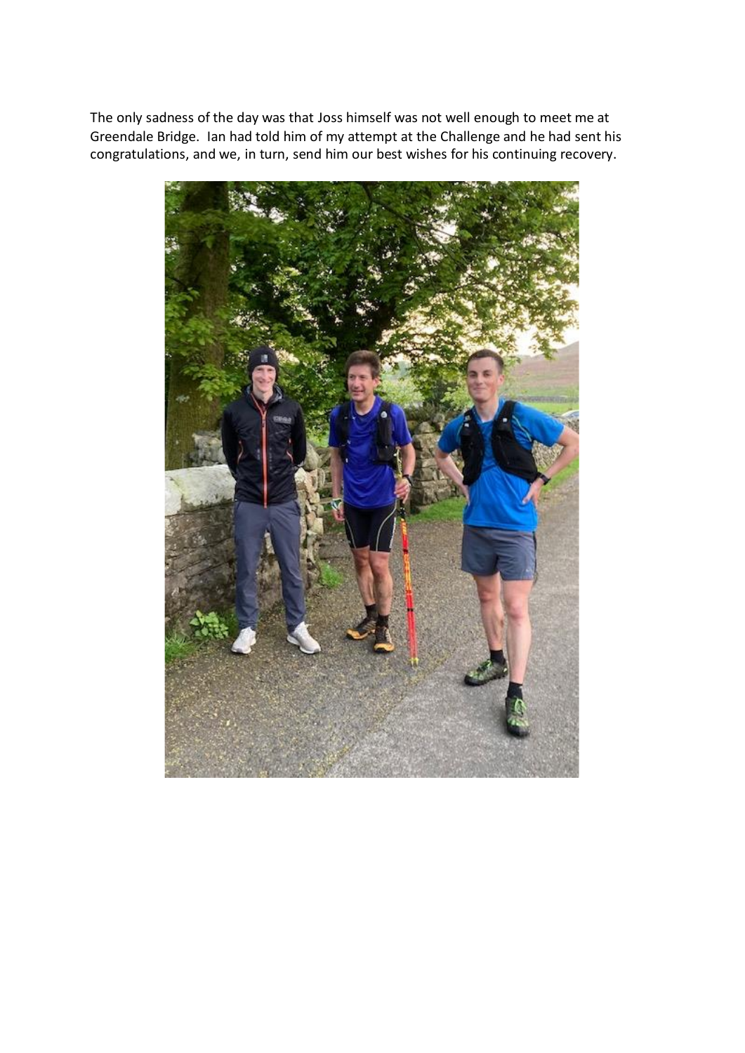The only sadness of the day was that Joss himself was not well enough to meet me at Greendale Bridge. Ian had told him of my attempt at the Challenge and he had sent his congratulations, and we, in turn, send him our best wishes for his continuing recovery.